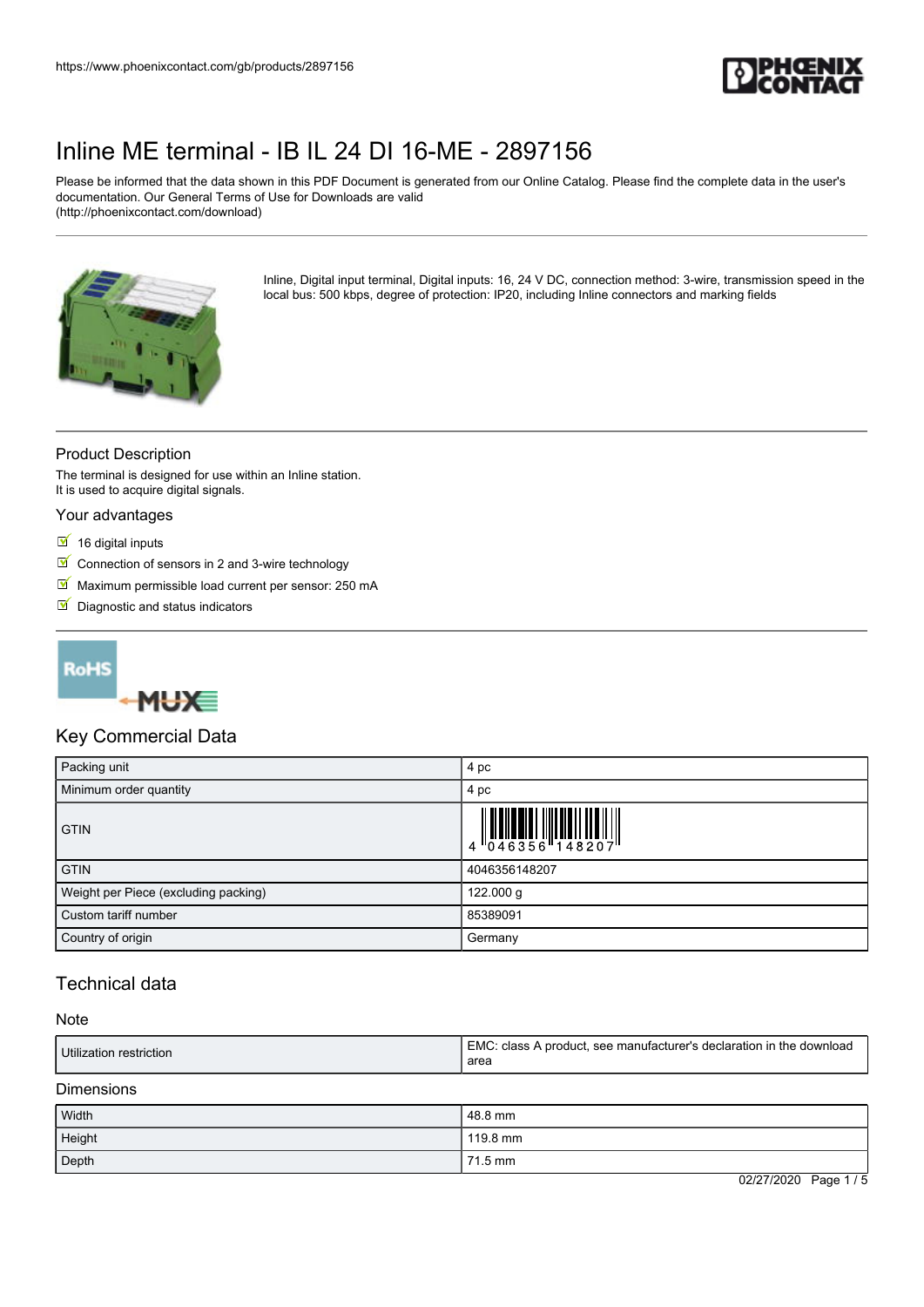https://www.phoenixcontact.com/gb/products/2897156

# Inline ME terminal - IB IL 24 DI 16-ME - 2897156

Please be informed that the data shown in this PDF Document is generated from our Online Catalog. Please find the complete data in the user's documentation. Our General Terms of Use for Downloads are valid (http://phoenixcontact.com/download)

Inline, Digital input terminal, Digital inputs: 16, 24 V DC, connection method: 3-wire, transmission speed in the local bus: 500 kbps, degree of protection: IP20, including Inline connectors and marking fields

## Product Description

The terminal is designed for use within an Inline station.
It is used to acquire digital signals.

### Your advantages

- 16 digital inputs
- Connection of sensors in 2 and 3-wire technology
- Maximum permissible load current per sensor: 250 mA
- Diagnostic and status indicators

## Key Commercial Data

| | |
|---|---|
| Packing unit | 4 pc |
| Minimum order quantity | 4 pc |
| GTIN | 4 046356 148207 |
| GTIN | 4046356148207 |
| Weight per Piece (excluding packing) | 122.000 g |
| Custom tariff number | 85389091 |
| Country of origin | Germany |

## Technical data

### Note

| | |
|---|---|
| Utilization restriction | EMC: class A product, see manufacturer's declaration in the download area |

### Dimensions

| | |
|---|---|
| Width | 48.8 mm |
| Height | 119.8 mm |
| Depth | 71.5 mm |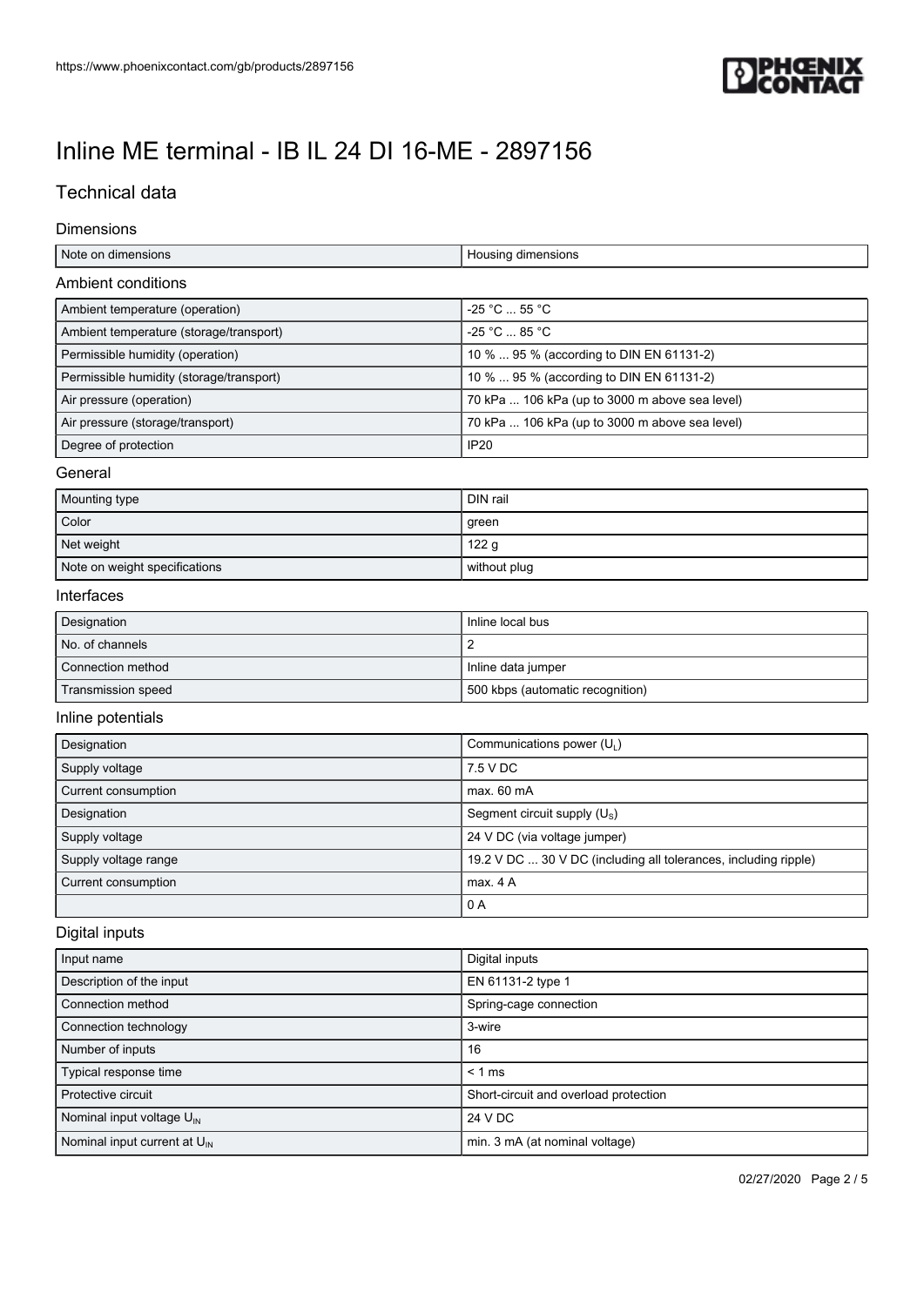# Inline ME terminal - IB IL 24 DI 16-ME - 2897156

## Technical data

### Dimensions

| | |
|---|---|
| Note on dimensions | Housing dimensions |

### Ambient conditions

| | |
|---|---|
| Ambient temperature (operation) | -25 °C ... 55 °C |
| Ambient temperature (storage/transport) | -25 °C ... 85 °C |
| Permissible humidity (operation) | 10 % ... 95 % (according to DIN EN 61131-2) |
| Permissible humidity (storage/transport) | 10 % ... 95 % (according to DIN EN 61131-2) |
| Air pressure (operation) | 70 kPa ... 106 kPa (up to 3000 m above sea level) |
| Air pressure (storage/transport) | 70 kPa ... 106 kPa (up to 3000 m above sea level) |
| Degree of protection | IP20 |

### General

| | |
|---|---|
| Mounting type | DIN rail |
| Color | green |
| Net weight | 122 g |
| Note on weight specifications | without plug |

### Interfaces

| | |
|---|---|
| Designation | Inline local bus |
| No. of channels | 2 |
| Connection method | Inline data jumper |
| Transmission speed | 500 kbps (automatic recognition) |

### Inline potentials

| | |
|---|---|
| Designation | Communications power ($U_L$) |
| Supply voltage | 7.5 V DC |
| Current consumption | max. 60 mA |
| Designation | Segment circuit supply ($U_S$) |
| Supply voltage | 24 V DC (via voltage jumper) |
| Supply voltage range | 19.2 V DC ... 30 V DC (including all tolerances, including ripple) |
| Current consumption | max. 4 A |
| | 0 A |

### Digital inputs

| | |
|---|---|
| Input name | Digital inputs |
| Description of the input | EN 61131-2 type 1 |
| Connection method | Spring-cage connection |
| Connection technology | 3-wire |
| Number of inputs | 16 |
| Typical response time | < 1 ms |
| Protective circuit | Short-circuit and overload protection |
| Nominal input voltage $U_{IN}$ | 24 V DC |
| Nominal input current at $U_{IN}$ | min. 3 mA (at nominal voltage) |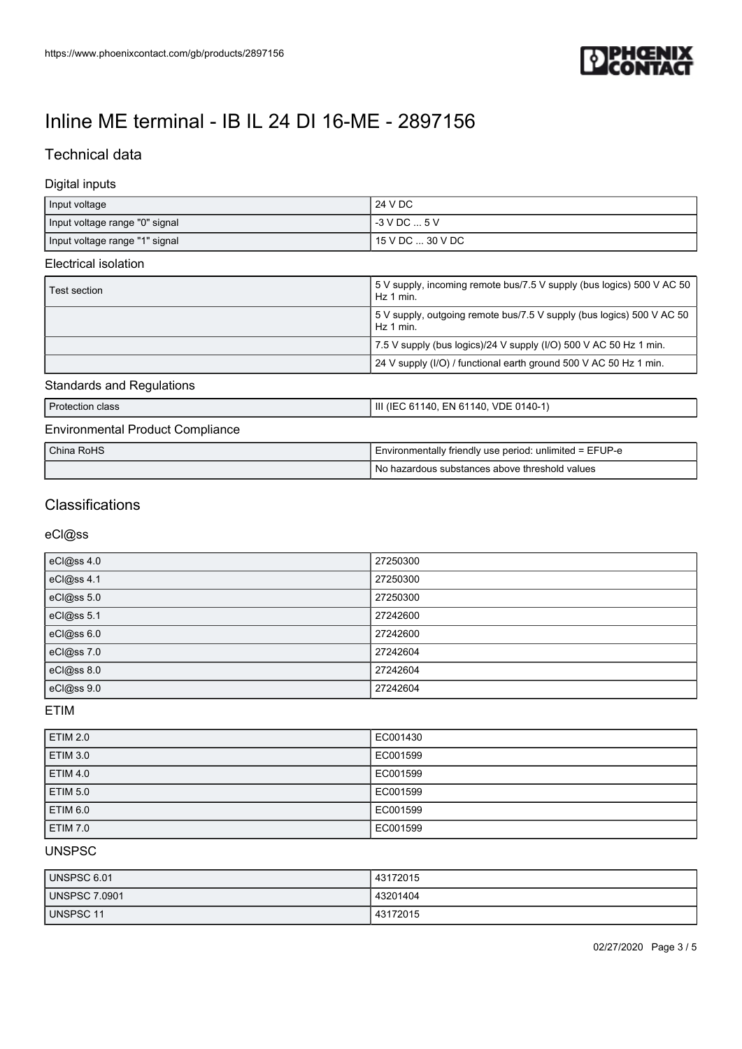# Inline ME terminal - IB IL 24 DI 16-ME - 2897156

## Technical data

### Digital inputs

| | |
|---|---|
| Input voltage | 24 V DC |
| Input voltage range "0" signal | -3 V DC ... 5 V |
| Input voltage range "1" signal | 15 V DC ... 30 V DC |

### Electrical isolation

| | |
|---|---|
| Test section | 5 V supply, incoming remote bus/7.5 V supply (bus logics) 500 V AC 50 Hz 1 min. |
| | 5 V supply, outgoing remote bus/7.5 V supply (bus logics) 500 V AC 50 Hz 1 min. |
| | 7.5 V supply (bus logics)/24 V supply (I/O) 500 V AC 50 Hz 1 min. |
| | 24 V supply (I/O) / functional earth ground 500 V AC 50 Hz 1 min. |

### Standards and Regulations

| | |
|---|---|
| Protection class | III (IEC 61140, EN 61140, VDE 0140-1) |

### Environmental Product Compliance

| | |
|---|---|
| China RoHS | Environmentally friendly use period: unlimited = EFUP-e |
| | No hazardous substances above threshold values |

## Classifications

### eCl@ss

| | |
|---|---|
| eCl@ss 4.0 | 27250300 |
| eCl@ss 4.1 | 27250300 |
| eCl@ss 5.0 | 27250300 |
| eCl@ss 5.1 | 27242600 |
| eCl@ss 6.0 | 27242600 |
| eCl@ss 7.0 | 27242604 |
| eCl@ss 8.0 | 27242604 |
| eCl@ss 9.0 | 27242604 |

### ETIM

| | |
|---|---|
| ETIM 2.0 | EC001430 |
| ETIM 3.0 | EC001599 |
| ETIM 4.0 | EC001599 |
| ETIM 5.0 | EC001599 |
| ETIM 6.0 | EC001599 |
| ETIM 7.0 | EC001599 |

### UNSPSC

| | |
|---|---|
| UNSPSC 6.01 | 43172015 |
| UNSPSC 7.0901 | 43201404 |
| UNSPSC 11 | 43172015 |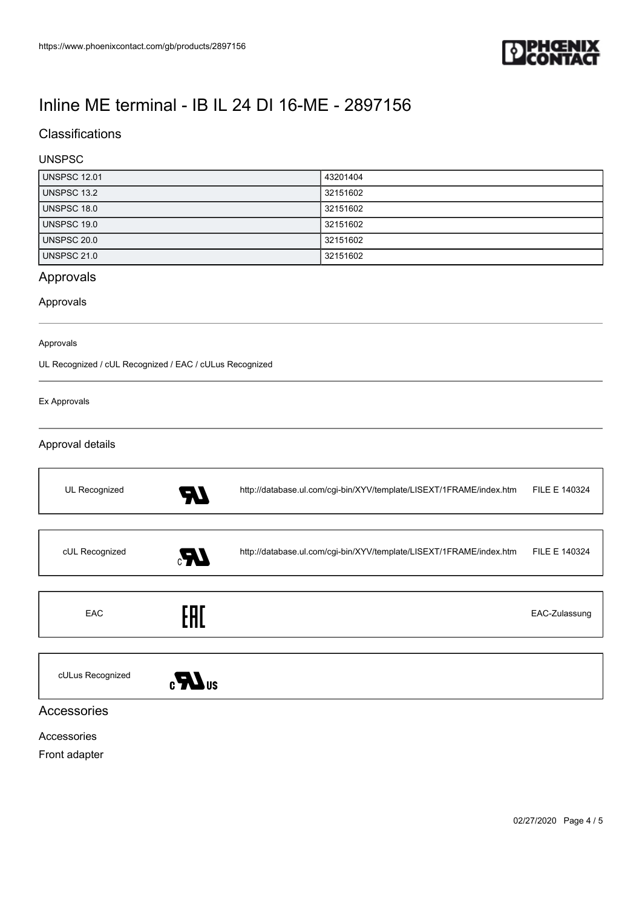# Inline ME terminal - IB IL 24 DI 16-ME - 2897156

## Classifications

### UNSPSC

| | |
|---|---|
| UNSPSC 12.01 | 43201404 |
| UNSPSC 13.2 | 32151602 |
| UNSPSC 18.0 | 32151602 |
| UNSPSC 19.0 | 32151602 |
| UNSPSC 20.0 | 32151602 |
| UNSPSC 21.0 | 32151602 |

## Approvals

### Approvals

Approvals

UL Recognized / cUL Recognized / EAC / cULus Recognized

Ex Approvals

### Approval details

| | | |
|---|---|---|
| UL Recognized | http://database.ul.com/cgi-bin/XYV/template/LISEXT/1FRAME/index.htm | FILE E 140324 |
| cUL Recognized | http://database.ul.com/cgi-bin/XYV/template/LISEXT/1FRAME/index.htm | FILE E 140324 |
| EAC | | EAC-Zulassung |
| cULus Recognized | | |

## Accessories

Accessories

Front adapter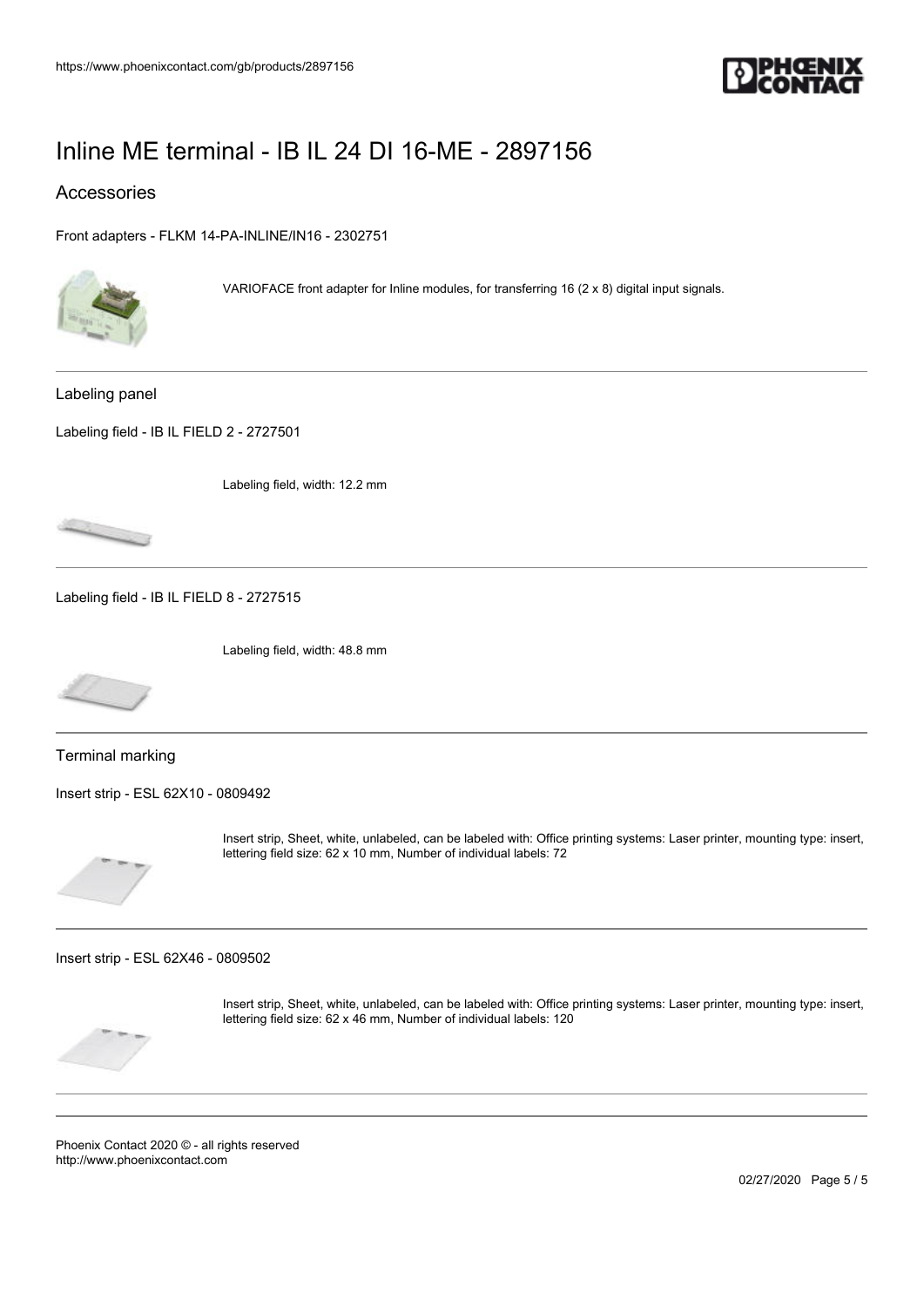# Inline ME terminal - IB IL 24 DI 16-ME - 2897156

## Accessories

Front adapters - FLKM 14-PA-INLINE/IN16 - 2302751

VARIOFACE front adapter for Inline modules, for transferring 16 (2 x 8) digital input signals.

### Labeling panel

Labeling field - IB IL FIELD 2 - 2727501

Labeling field, width: 12.2 mm

Labeling field - IB IL FIELD 8 - 2727515

Labeling field, width: 48.8 mm

### Terminal marking

Insert strip - ESL 62X10 - 0809492

Insert strip, Sheet, white, unlabeled, can be labeled with: Office printing systems: Laser printer, mounting type: insert, lettering field size: 62 x 10 mm, Number of individual labels: 72

Insert strip - ESL 62X46 - 0809502

Insert strip, Sheet, white, unlabeled, can be labeled with: Office printing systems: Laser printer, mounting type: insert, lettering field size: 62 x 46 mm, Number of individual labels: 120

Phoenix Contact 2020 © - all rights reserved
http://www.phoenixcontact.com